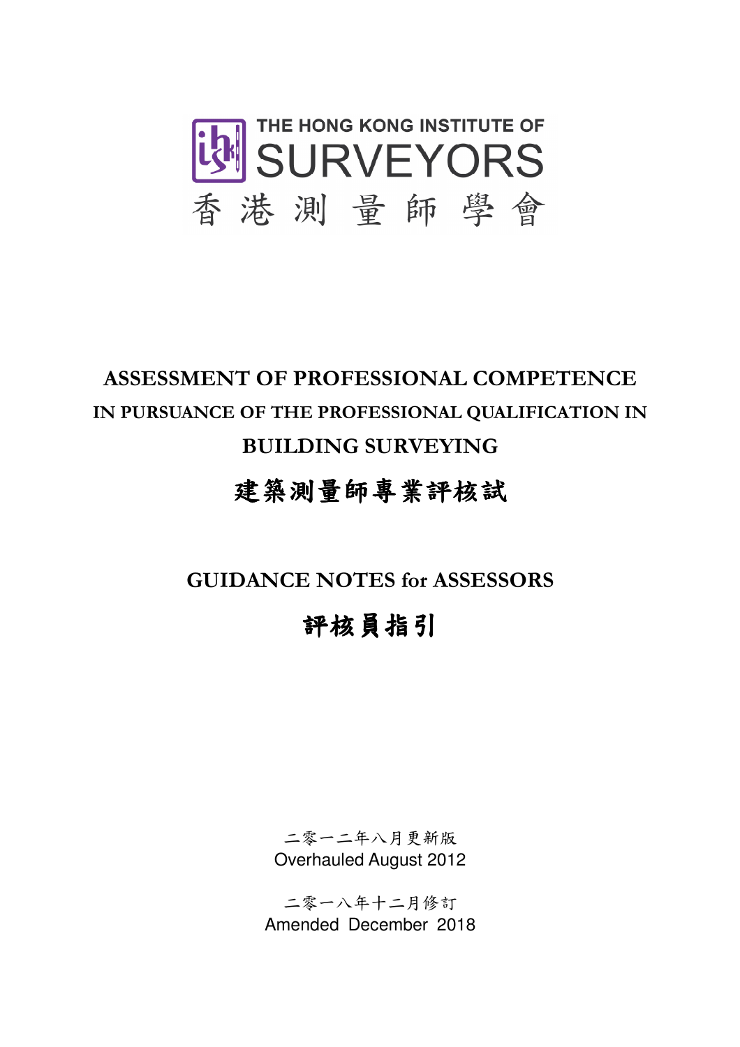THE HONG KONG INSTITUTE OF SURVEYORS

香港測量師學會

# ASSESSMENT OF PROFESSIONAL COMPETENCE

## IN PURSUANCE OF THE PROFESSIONAL QUALIFICATION IN BUILDING SURVEYING

# 建築測量師專業評核試

# GUIDANCE NOTES for ASSESSORS

# 評核員指引

二零一二年八月更新版

Overhauled August 2012

二零一八年十二月修訂

Amended December 2018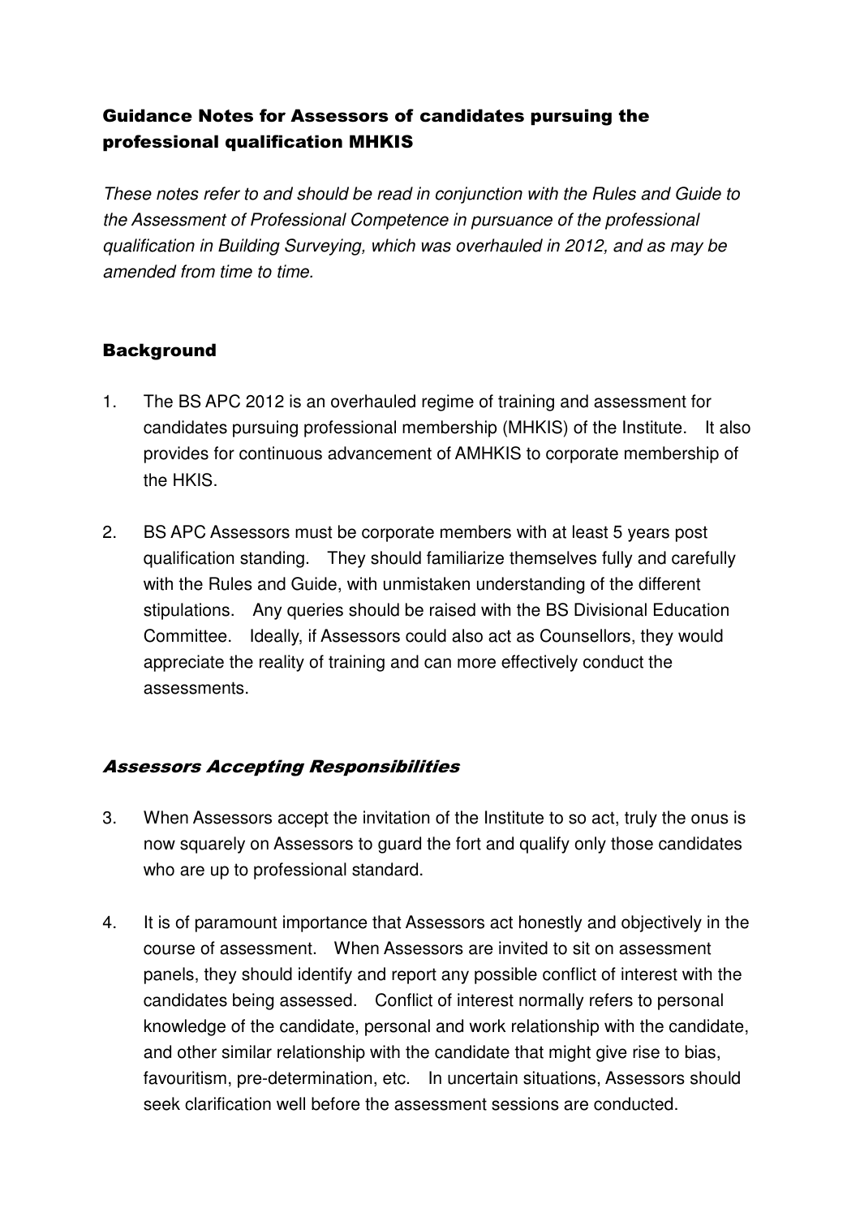## Guidance Notes for Assessors of candidates pursuing the professional qualification MHKIS

*These notes refer to and should be read in conjunction with the Rules and Guide to the Assessment of Professional Competence in pursuance of the professional qualification in Building Surveying, which was overhauled in 2012, and as may be amended from time to time.*

### Background

1. The BS APC 2012 is an overhauled regime of training and assessment for candidates pursuing professional membership (MHKIS) of the Institute. It also provides for continuous advancement of AMHKIS to corporate membership of the HKIS.

2. BS APC Assessors must be corporate members with at least 5 years post qualification standing. They should familiarize themselves fully and carefully with the Rules and Guide, with unmistaken understanding of the different stipulations. Any queries should be raised with the BS Divisional Education Committee. Ideally, if Assessors could also act as Counsellors, they would appreciate the reality of training and can more effectively conduct the assessments.

### *Assessors Accepting Responsibilities*

3. When Assessors accept the invitation of the Institute to so act, truly the onus is now squarely on Assessors to guard the fort and qualify only those candidates who are up to professional standard.

4. It is of paramount importance that Assessors act honestly and objectively in the course of assessment. When Assessors are invited to sit on assessment panels, they should identify and report any possible conflict of interest with the candidates being assessed. Conflict of interest normally refers to personal knowledge of the candidate, personal and work relationship with the candidate, and other similar relationship with the candidate that might give rise to bias, favouritism, pre-determination, etc. In uncertain situations, Assessors should seek clarification well before the assessment sessions are conducted.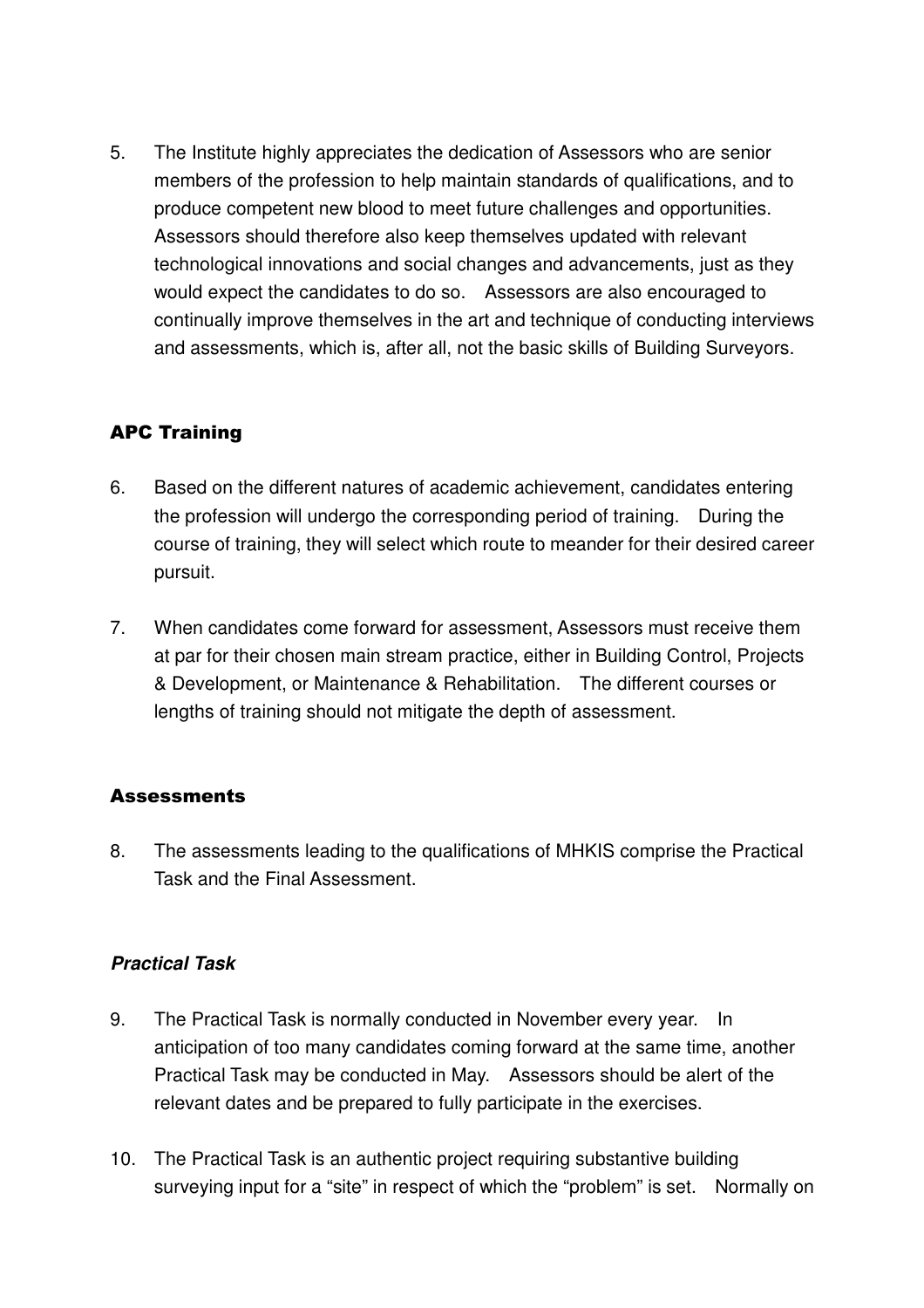5. The Institute highly appreciates the dedication of Assessors who are senior members of the profession to help maintain standards of qualifications, and to produce competent new blood to meet future challenges and opportunities. Assessors should therefore also keep themselves updated with relevant technological innovations and social changes and advancements, just as they would expect the candidates to do so. Assessors are also encouraged to continually improve themselves in the art and technique of conducting interviews and assessments, which is, after all, not the basic skills of Building Surveyors.

## APC Training

6. Based on the different natures of academic achievement, candidates entering the profession will undergo the corresponding period of training. During the course of training, they will select which route to meander for their desired career pursuit.

7. When candidates come forward for assessment, Assessors must receive them at par for their chosen main stream practice, either in Building Control, Projects & Development, or Maintenance & Rehabilitation. The different courses or lengths of training should not mitigate the depth of assessment.

## Assessments

8. The assessments leading to the qualifications of MHKIS comprise the Practical Task and the Final Assessment.

### *Practical Task*

9. The Practical Task is normally conducted in November every year. In anticipation of too many candidates coming forward at the same time, another Practical Task may be conducted in May. Assessors should be alert of the relevant dates and be prepared to fully participate in the exercises.

10. The Practical Task is an authentic project requiring substantive building surveying input for a "site" in respect of which the "problem" is set. Normally on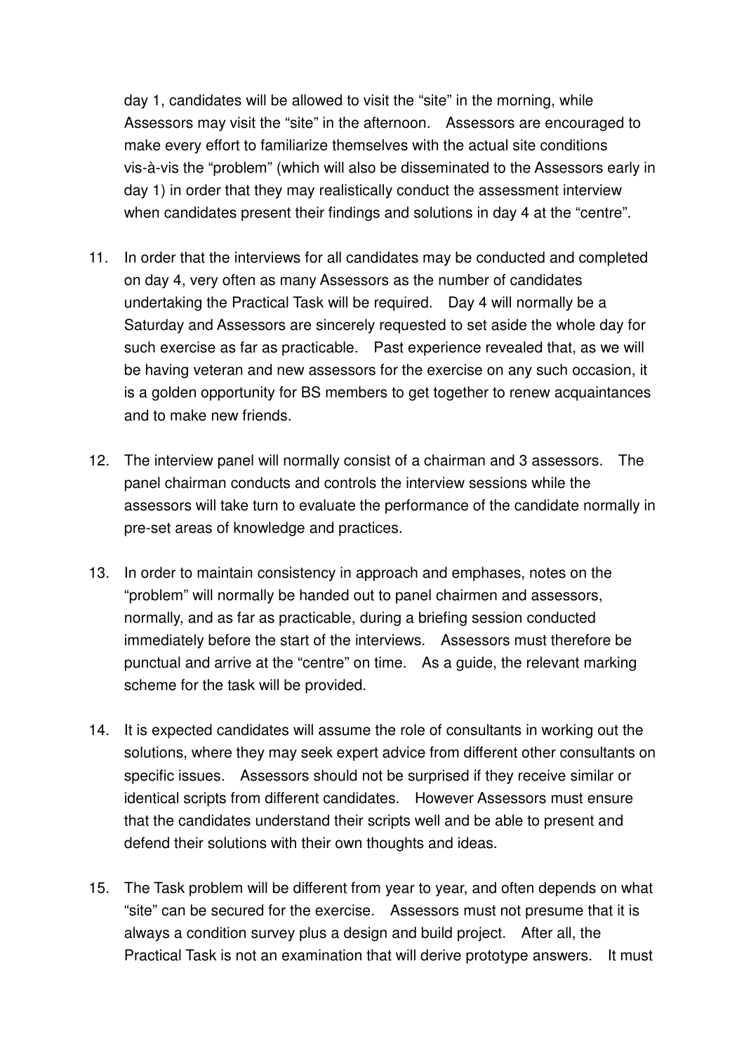day 1, candidates will be allowed to visit the "site" in the morning, while Assessors may visit the "site" in the afternoon. Assessors are encouraged to make every effort to familiarize themselves with the actual site conditions vis-à-vis the "problem" (which will also be disseminated to the Assessors early in day 1) in order that they may realistically conduct the assessment interview when candidates present their findings and solutions in day 4 at the "centre".

11. In order that the interviews for all candidates may be conducted and completed on day 4, very often as many Assessors as the number of candidates undertaking the Practical Task will be required. Day 4 will normally be a Saturday and Assessors are sincerely requested to set aside the whole day for such exercise as far as practicable. Past experience revealed that, as we will be having veteran and new assessors for the exercise on any such occasion, it is a golden opportunity for BS members to get together to renew acquaintances and to make new friends.

12. The interview panel will normally consist of a chairman and 3 assessors. The panel chairman conducts and controls the interview sessions while the assessors will take turn to evaluate the performance of the candidate normally in pre-set areas of knowledge and practices.

13. In order to maintain consistency in approach and emphases, notes on the "problem" will normally be handed out to panel chairmen and assessors, normally, and as far as practicable, during a briefing session conducted immediately before the start of the interviews. Assessors must therefore be punctual and arrive at the "centre" on time. As a guide, the relevant marking scheme for the task will be provided.

14. It is expected candidates will assume the role of consultants in working out the solutions, where they may seek expert advice from different other consultants on specific issues. Assessors should not be surprised if they receive similar or identical scripts from different candidates. However Assessors must ensure that the candidates understand their scripts well and be able to present and defend their solutions with their own thoughts and ideas.

15. The Task problem will be different from year to year, and often depends on what "site" can be secured for the exercise. Assessors must not presume that it is always a condition survey plus a design and build project. After all, the Practical Task is not an examination that will derive prototype answers. It must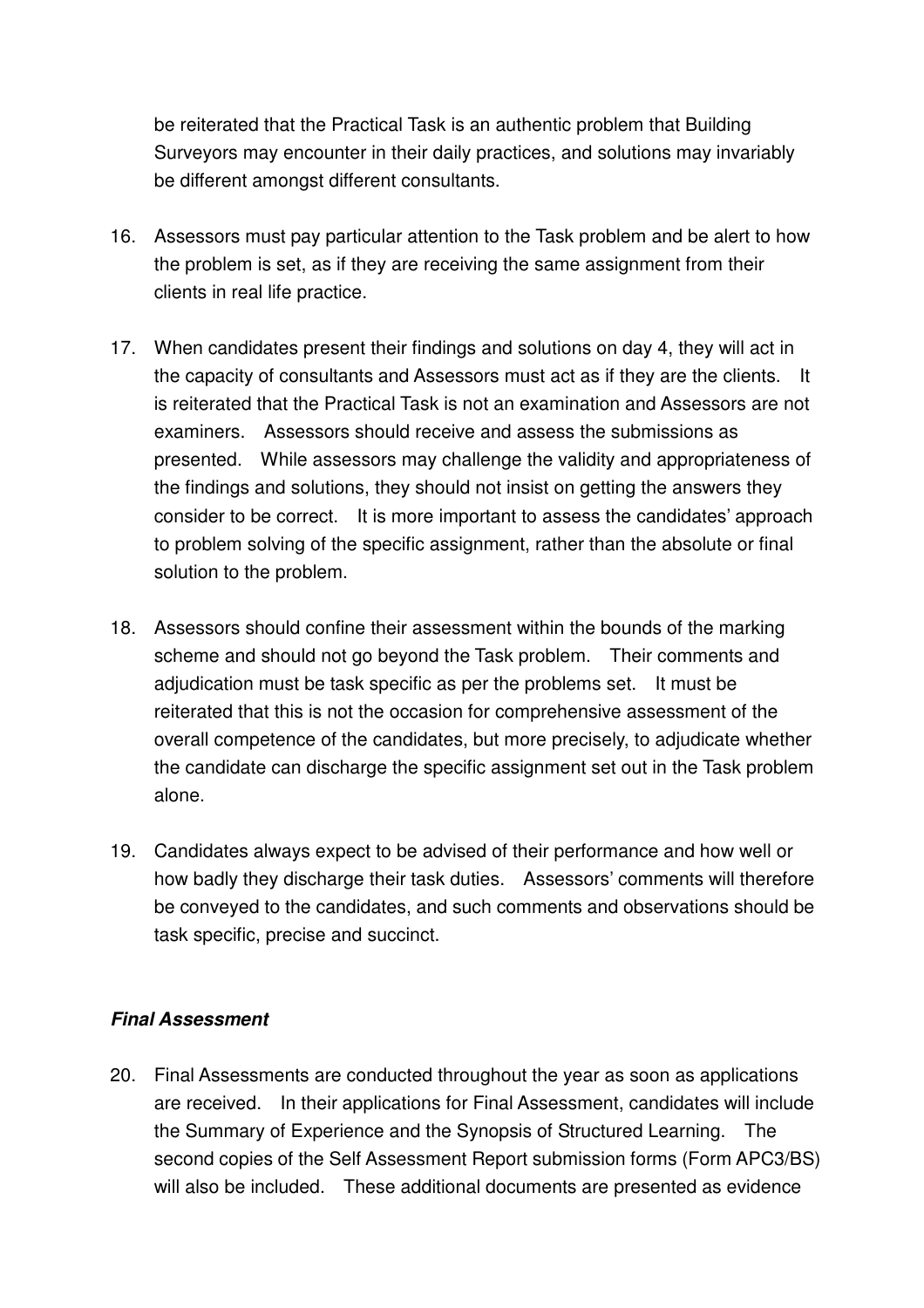be reiterated that the Practical Task is an authentic problem that Building Surveyors may encounter in their daily practices, and solutions may invariably be different amongst different consultants.

16. Assessors must pay particular attention to the Task problem and be alert to how the problem is set, as if they are receiving the same assignment from their clients in real life practice.

17. When candidates present their findings and solutions on day 4, they will act in the capacity of consultants and Assessors must act as if they are the clients. It is reiterated that the Practical Task is not an examination and Assessors are not examiners. Assessors should receive and assess the submissions as presented. While assessors may challenge the validity and appropriateness of the findings and solutions, they should not insist on getting the answers they consider to be correct. It is more important to assess the candidates' approach to problem solving of the specific assignment, rather than the absolute or final solution to the problem.

18. Assessors should confine their assessment within the bounds of the marking scheme and should not go beyond the Task problem. Their comments and adjudication must be task specific as per the problems set. It must be reiterated that this is not the occasion for comprehensive assessment of the overall competence of the candidates, but more precisely, to adjudicate whether the candidate can discharge the specific assignment set out in the Task problem alone.

19. Candidates always expect to be advised of their performance and how well or how badly they discharge their task duties. Assessors' comments will therefore be conveyed to the candidates, and such comments and observations should be task specific, precise and succinct.

***Final Assessment***

20. Final Assessments are conducted throughout the year as soon as applications are received. In their applications for Final Assessment, candidates will include the Summary of Experience and the Synopsis of Structured Learning. The second copies of the Self Assessment Report submission forms (Form APC3/BS) will also be included. These additional documents are presented as evidence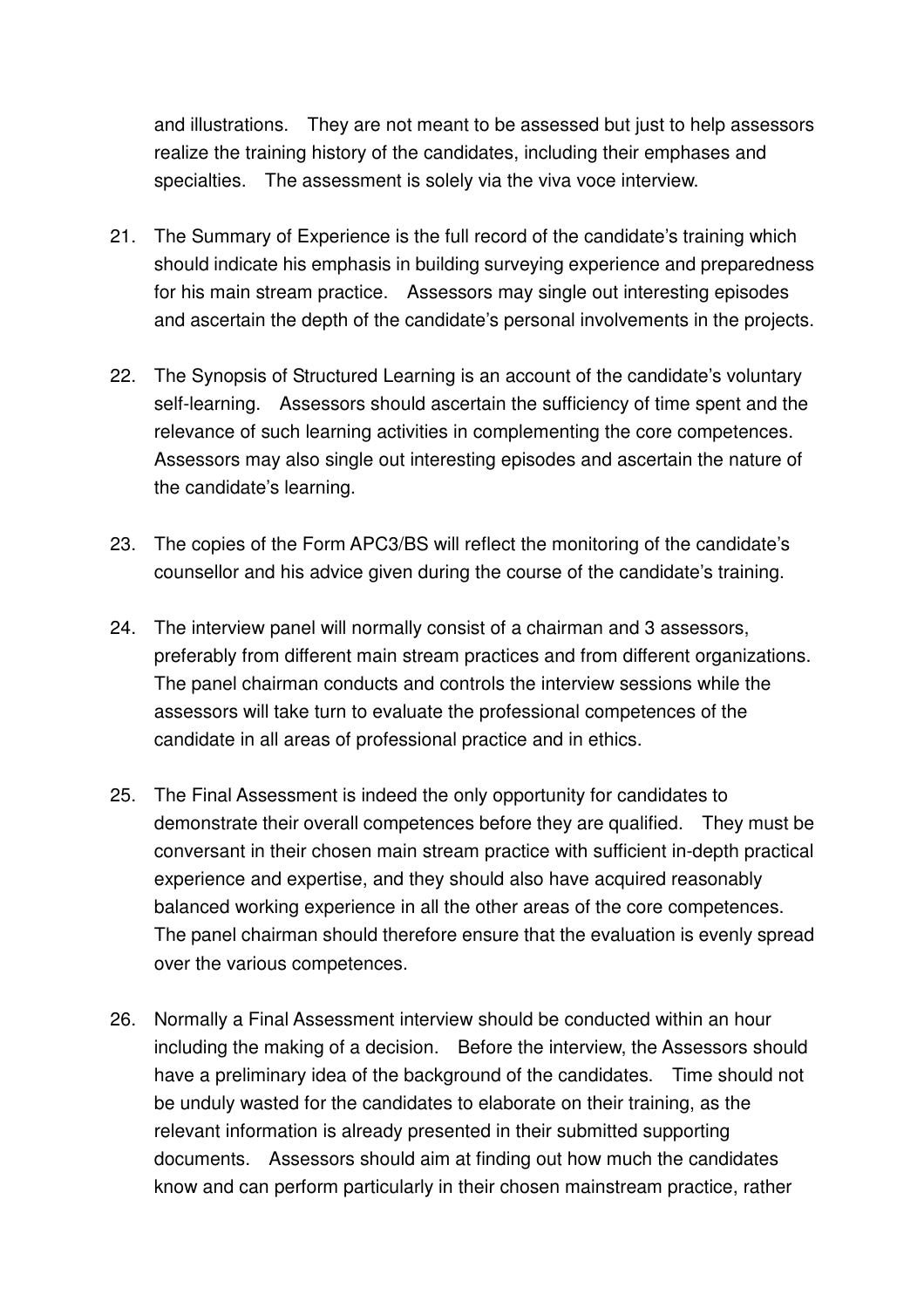and illustrations. They are not meant to be assessed but just to help assessors realize the training history of the candidates, including their emphases and specialties. The assessment is solely via the viva voce interview.

21. The Summary of Experience is the full record of the candidate's training which should indicate his emphasis in building surveying experience and preparedness for his main stream practice. Assessors may single out interesting episodes and ascertain the depth of the candidate's personal involvements in the projects.

22. The Synopsis of Structured Learning is an account of the candidate's voluntary self-learning. Assessors should ascertain the sufficiency of time spent and the relevance of such learning activities in complementing the core competences. Assessors may also single out interesting episodes and ascertain the nature of the candidate's learning.

23. The copies of the Form APC3/BS will reflect the monitoring of the candidate's counsellor and his advice given during the course of the candidate's training.

24. The interview panel will normally consist of a chairman and 3 assessors, preferably from different main stream practices and from different organizations. The panel chairman conducts and controls the interview sessions while the assessors will take turn to evaluate the professional competences of the candidate in all areas of professional practice and in ethics.

25. The Final Assessment is indeed the only opportunity for candidates to demonstrate their overall competences before they are qualified. They must be conversant in their chosen main stream practice with sufficient in-depth practical experience and expertise, and they should also have acquired reasonably balanced working experience in all the other areas of the core competences. The panel chairman should therefore ensure that the evaluation is evenly spread over the various competences.

26. Normally a Final Assessment interview should be conducted within an hour including the making of a decision. Before the interview, the Assessors should have a preliminary idea of the background of the candidates. Time should not be unduly wasted for the candidates to elaborate on their training, as the relevant information is already presented in their submitted supporting documents. Assessors should aim at finding out how much the candidates know and can perform particularly in their chosen mainstream practice, rather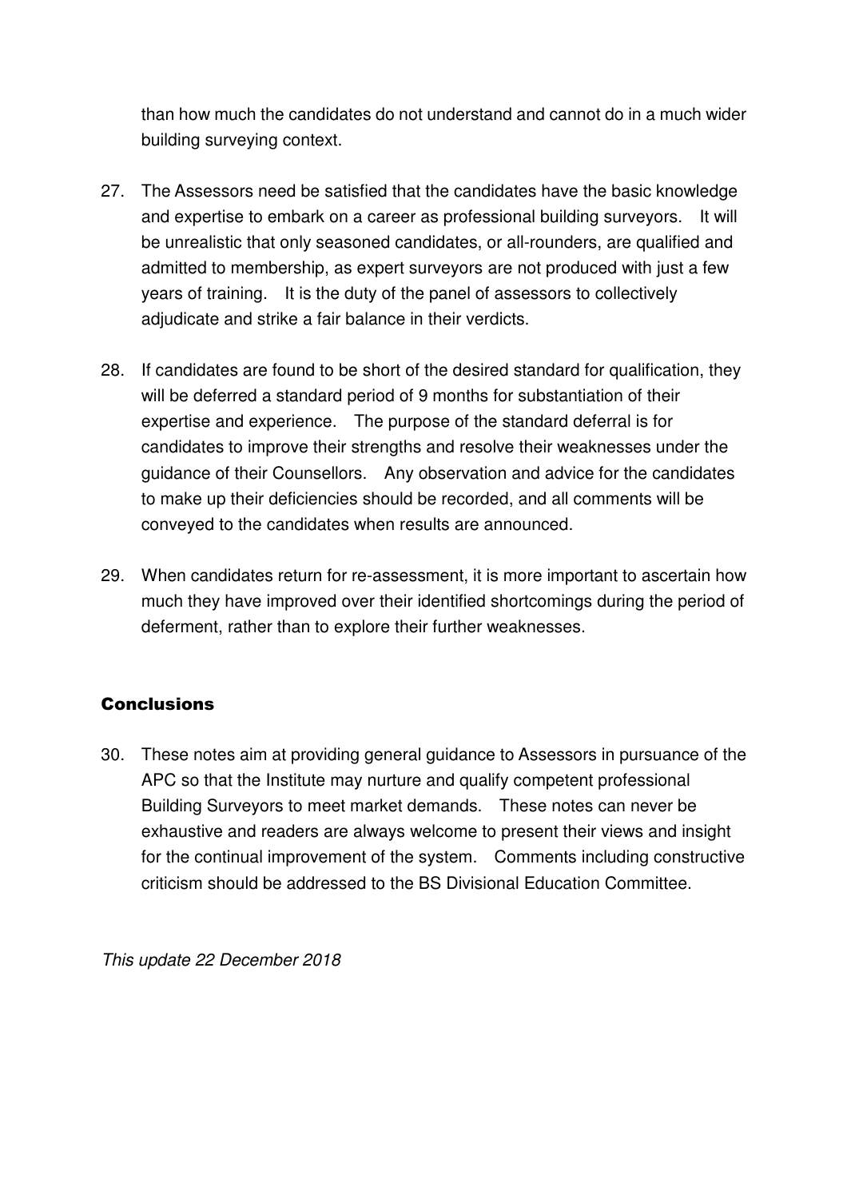than how much the candidates do not understand and cannot do in a much wider building surveying context.

27. The Assessors need be satisfied that the candidates have the basic knowledge and expertise to embark on a career as professional building surveyors. It will be unrealistic that only seasoned candidates, or all-rounders, are qualified and admitted to membership, as expert surveyors are not produced with just a few years of training. It is the duty of the panel of assessors to collectively adjudicate and strike a fair balance in their verdicts.

28. If candidates are found to be short of the desired standard for qualification, they will be deferred a standard period of 9 months for substantiation of their expertise and experience. The purpose of the standard deferral is for candidates to improve their strengths and resolve their weaknesses under the guidance of their Counsellors. Any observation and advice for the candidates to make up their deficiencies should be recorded, and all comments will be conveyed to the candidates when results are announced.

29. When candidates return for re-assessment, it is more important to ascertain how much they have improved over their identified shortcomings during the period of deferment, rather than to explore their further weaknesses.

## Conclusions

30. These notes aim at providing general guidance to Assessors in pursuance of the APC so that the Institute may nurture and qualify competent professional Building Surveyors to meet market demands. These notes can never be exhaustive and readers are always welcome to present their views and insight for the continual improvement of the system. Comments including constructive criticism should be addressed to the BS Divisional Education Committee.

*This update 22 December 2018*